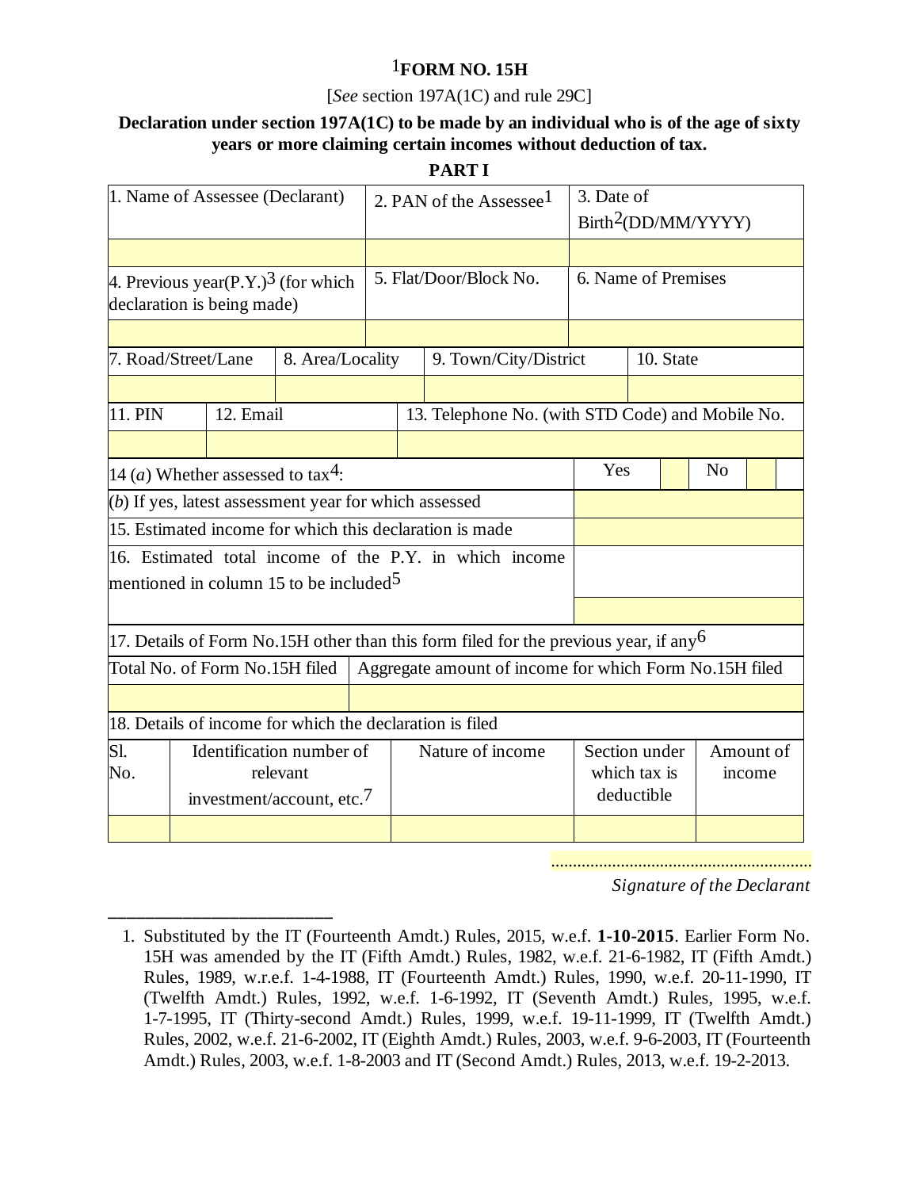# [1]FORM NO. 15H

[*See* section 197A(1C) and rule 29C]

**Declaration under section 197A(1C) to be made by an individual who is of the age of sixty years or more claiming certain incomes without deduction of tax.**

**PART I**

| 1. Name of Assessee (Declarant) | 2. PAN of the Assessee[1] | 3. Date of Birth[2](DD/MM/YYYY) |
|---|---|---|
| | | |
| 4. Previous year(P.Y.)[3] (for which declaration is being made) | 5. Flat/Door/Block No. | 6. Name of Premises |
| | | |

| 7. Road/Street/Lane | 8. Area/Locality | 9. Town/City/District | 10. State |
|---|---|---|---|
| | | | |

| 11. PIN | 12. Email | 13. Telephone No. (with STD Code) and Mobile No. |
|---|---|---|
| | | |

| 14 (*a*) Whether assessed to tax[4]: | Yes ☐ No ☐ |
|---|---|
| (*b*) If yes, latest assessment year for which assessed | |
| 15. Estimated income for which this declaration is made | |
| 16. Estimated total income of the P.Y. in which income mentioned in column 15 to be included[5] | |

17. Details of Form No.15H other than this form filed for the previous year, if any[6]

| Total No. of Form No.15H filed | Aggregate amount of income for which Form No.15H filed |
|---|---|
| | |

18. Details of income for which the declaration is filed

| Sl. No. | Identification number of relevant investment/account, etc.[7] | Nature of income | Section under which tax is deductible | Amount of income |
|---|---|---|---|---|
| | | | | |

..............................................................

*Signature of the Declarant*

---

1. Substituted by the IT (Fourteenth Amdt.) Rules, 2015, w.e.f. **1-10-2015**. Earlier Form No. 15H was amended by the IT (Fifth Amdt.) Rules, 1982, w.e.f. 21-6-1982, IT (Fifth Amdt.) Rules, 1989, w.r.e.f. 1-4-1988, IT (Fourteenth Amdt.) Rules, 1990, w.e.f. 20-11-1990, IT (Twelfth Amdt.) Rules, 1992, w.e.f. 1-6-1992, IT (Seventh Amdt.) Rules, 1995, w.e.f. 1-7-1995, IT (Thirty-second Amdt.) Rules, 1999, w.e.f. 19-11-1999, IT (Twelfth Amdt.) Rules, 2002, w.e.f. 21-6-2002, IT (Eighth Amdt.) Rules, 2003, w.e.f. 9-6-2003, IT (Fourteenth Amdt.) Rules, 2003, w.e.f. 1-8-2003 and IT (Second Amdt.) Rules, 2013, w.e.f. 19-2-2013.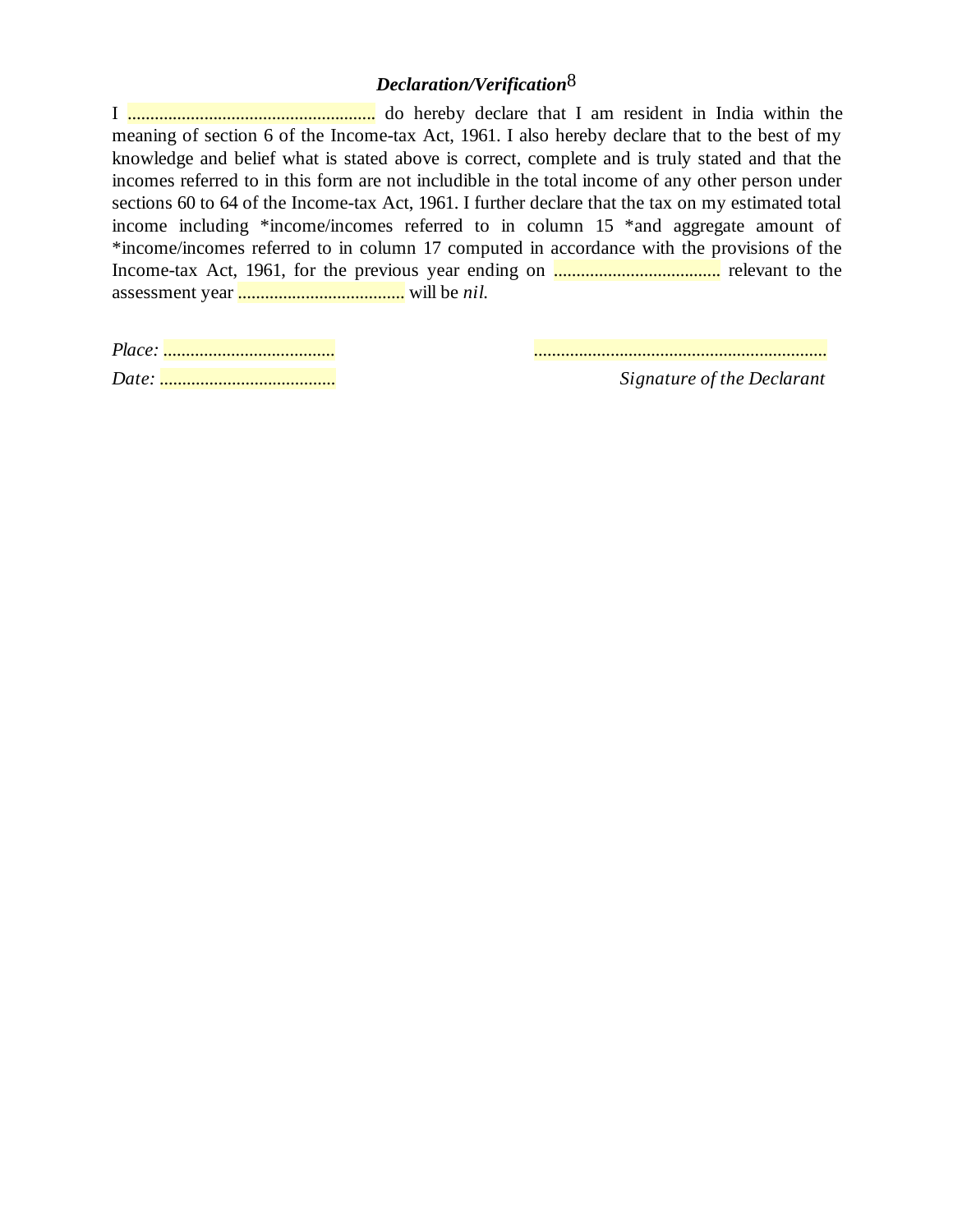### *Declaration/Verification*[8]

I ....................................................... do hereby declare that I am resident in India within the meaning of section 6 of the Income-tax Act, 1961. I also hereby declare that to the best of my knowledge and belief what is stated above is correct, complete and is truly stated and that the incomes referred to in this form are not includible in the total income of any other person under sections 60 to 64 of the Income-tax Act, 1961. I further declare that the tax on my estimated total income including *income/incomes referred to in column 15 *and aggregate amount of *income/incomes referred to in column 17 computed in accordance with the provisions of the Income-tax Act, 1961, for the previous year ending on ..................................... relevant to the assessment year ..................................... will be *nil*.

*Place:* ......................................

*Date:* .......................................

.................................................................

*Signature of the Declarant*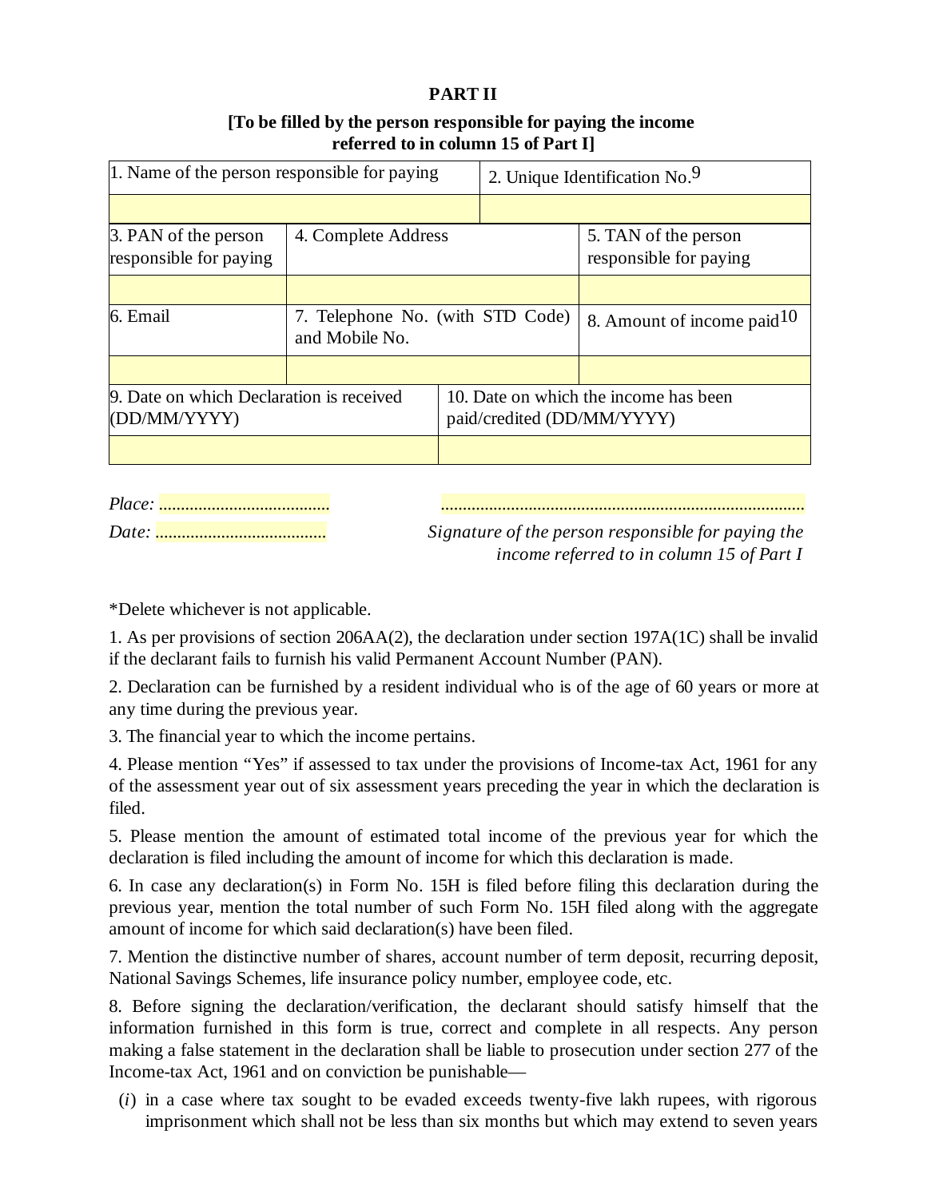**PART II**

**[To be filled by the person responsible for paying the income referred to in column 15 of Part I]**

| 1. Name of the person responsible for paying | | 2. Unique Identification No.[9] |
|---|---|---|
| | | |
| 3. PAN of the person responsible for paying | 4. Complete Address | 5. TAN of the person responsible for paying |
| | | |
| 6. Email | 7. Telephone No. (with STD Code) and Mobile No. | 8. Amount of income paid[10] |
| | | |
| 9. Date on which Declaration is received (DD/MM/YYYY) | 10. Date on which the income has been paid/credited (DD/MM/YYYY) | |
| | | |

*Place:* .......................................

*Date:* .......................................

..................................................................................

*Signature of the person responsible for paying the income referred to in column 15 of Part I*

*Delete whichever is not applicable.

1. As per provisions of section 206AA(2), the declaration under section 197A(1C) shall be invalid if the declarant fails to furnish his valid Permanent Account Number (PAN).

2. Declaration can be furnished by a resident individual who is of the age of 60 years or more at any time during the previous year.

3. The financial year to which the income pertains.

4. Please mention "Yes" if assessed to tax under the provisions of Income-tax Act, 1961 for any of the assessment year out of six assessment years preceding the year in which the declaration is filed.

5. Please mention the amount of estimated total income of the previous year for which the declaration is filed including the amount of income for which this declaration is made.

6. In case any declaration(s) in Form No. 15H is filed before filing this declaration during the previous year, mention the total number of such Form No. 15H filed along with the aggregate amount of income for which said declaration(s) have been filed.

7. Mention the distinctive number of shares, account number of term deposit, recurring deposit, National Savings Schemes, life insurance policy number, employee code, etc.

8. Before signing the declaration/verification, the declarant should satisfy himself that the information furnished in this form is true, correct and complete in all respects. Any person making a false statement in the declaration shall be liable to prosecution under section 277 of the Income-tax Act, 1961 and on conviction be punishable—

(*i*) in a case where tax sought to be evaded exceeds twenty-five lakh rupees, with rigorous imprisonment which shall not be less than six months but which may extend to seven years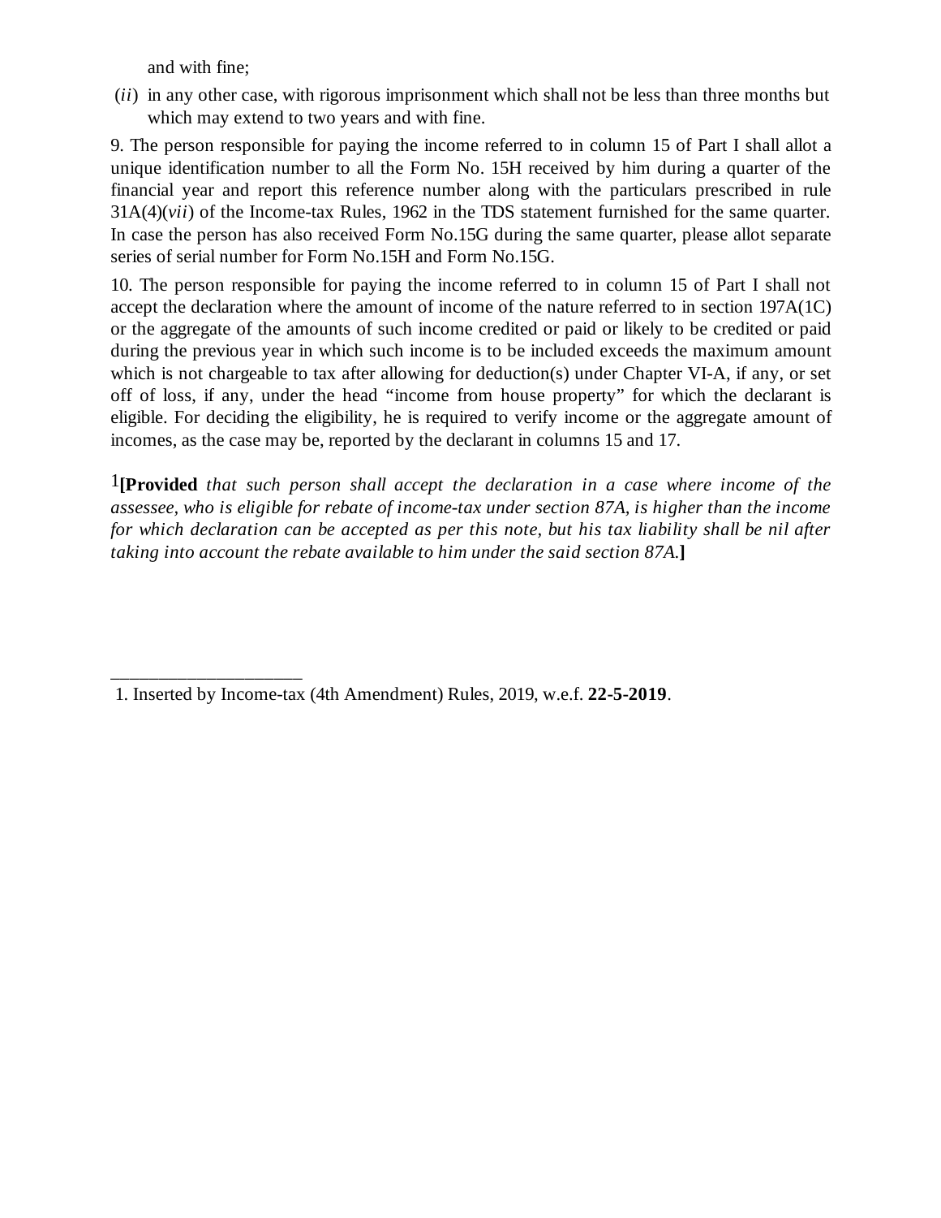and with fine;

(*ii*) in any other case, with rigorous imprisonment which shall not be less than three months but which may extend to two years and with fine.

9. The person responsible for paying the income referred to in column 15 of Part I shall allot a unique identification number to all the Form No. 15H received by him during a quarter of the financial year and report this reference number along with the particulars prescribed in rule 31A(4)(*vii*) of the Income-tax Rules, 1962 in the TDS statement furnished for the same quarter. In case the person has also received Form No.15G during the same quarter, please allot separate series of serial number for Form No.15H and Form No.15G.

10. The person responsible for paying the income referred to in column 15 of Part I shall not accept the declaration where the amount of income of the nature referred to in section 197A(1C) or the aggregate of the amounts of such income credited or paid or likely to be credited or paid during the previous year in which such income is to be included exceeds the maximum amount which is not chargeable to tax after allowing for deduction(s) under Chapter VI-A, if any, or set off of loss, if any, under the head "income from house property" for which the declarant is eligible. For deciding the eligibility, he is required to verify income or the aggregate amount of incomes, as the case may be, reported by the declarant in columns 15 and 17.

[1]**[Provided** *that such person shall accept the declaration in a case where income of the assessee, who is eligible for rebate of income-tax under section 87A, is higher than the income for which declaration can be accepted as per this note, but his tax liability shall be nil after taking into account the rebate available to him under the said section 87A.***]**

---

1. Inserted by Income-tax (4th Amendment) Rules, 2019, w.e.f. **22-5-2019**.